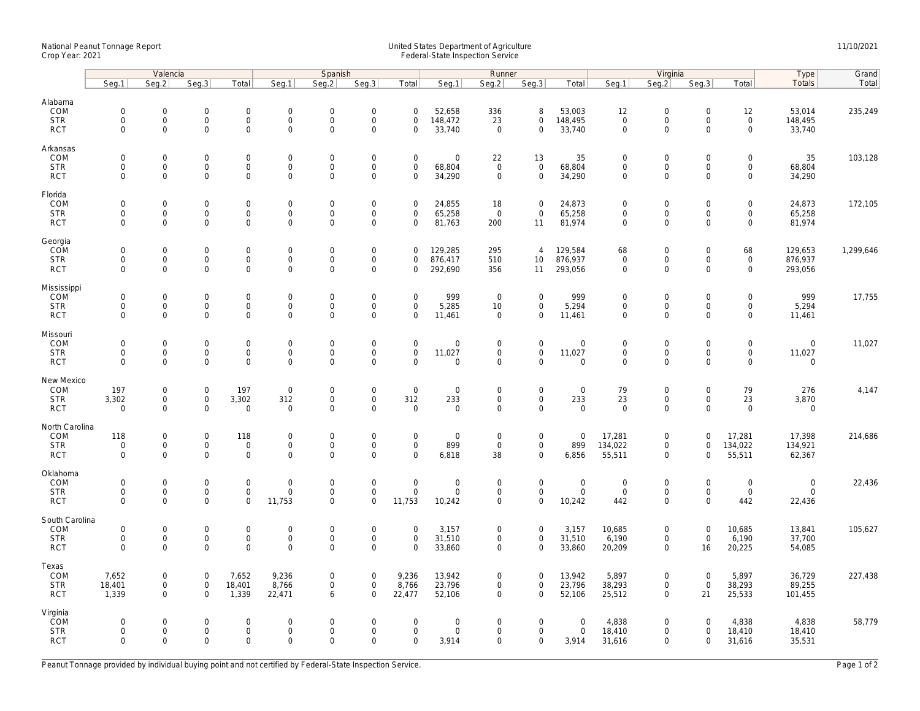National Peanut Tonnage Report
Crop Year: 2021

United States Department of Agriculture
Federal-State Inspection Service

11/10/2021

| | Valencia | | | | Spanish | | | | Runner | | | | Virginia | | | | Type | Grand |
|---|---|---|---|---|---|---|---|---|---|---|---|---|---|---|---|---|---|---|
| | Seg.1 | Seg.2 | Seg.3 | Total | Seg.1 | Seg.2 | Seg.3 | Total | Seg.1 | Seg.2 | Seg.3 | Total | Seg.1 | Seg.2 | Seg.3 | Total | Totals | Total |
| **Alabama** | | | | | | | | | | | | | | | | | | |
| COM | 0 | 0 | 0 | 0 | 0 | 0 | 0 | 0 | 52,658 | 336 | 8 | 53,003 | 12 | 0 | 0 | 12 | 53,014 | 235,249 |
| STR | 0 | 0 | 0 | 0 | 0 | 0 | 0 | 0 | 148,472 | 23 | 0 | 148,495 | 0 | 0 | 0 | 0 | 148,495 | |
| RCT | 0 | 0 | 0 | 0 | 0 | 0 | 0 | 0 | 33,740 | 0 | 0 | 33,740 | 0 | 0 | 0 | 0 | 33,740 | |
| **Arkansas** | | | | | | | | | | | | | | | | | | |
| COM | 0 | 0 | 0 | 0 | 0 | 0 | 0 | 0 | 0 | 22 | 13 | 35 | 0 | 0 | 0 | 0 | 35 | 103,128 |
| STR | 0 | 0 | 0 | 0 | 0 | 0 | 0 | 0 | 68,804 | 0 | 0 | 68,804 | 0 | 0 | 0 | 0 | 68,804 | |
| RCT | 0 | 0 | 0 | 0 | 0 | 0 | 0 | 0 | 34,290 | 0 | 0 | 34,290 | 0 | 0 | 0 | 0 | 34,290 | |
| **Florida** | | | | | | | | | | | | | | | | | | |
| COM | 0 | 0 | 0 | 0 | 0 | 0 | 0 | 0 | 24,855 | 18 | 0 | 24,873 | 0 | 0 | 0 | 0 | 24,873 | 172,105 |
| STR | 0 | 0 | 0 | 0 | 0 | 0 | 0 | 0 | 65,258 | 0 | 0 | 65,258 | 0 | 0 | 0 | 0 | 65,258 | |
| RCT | 0 | 0 | 0 | 0 | 0 | 0 | 0 | 0 | 81,763 | 200 | 11 | 81,974 | 0 | 0 | 0 | 0 | 81,974 | |
| **Georgia** | | | | | | | | | | | | | | | | | | |
| COM | 0 | 0 | 0 | 0 | 0 | 0 | 0 | 0 | 129,285 | 295 | 4 | 129,584 | 68 | 0 | 0 | 68 | 129,653 | 1,299,646 |
| STR | 0 | 0 | 0 | 0 | 0 | 0 | 0 | 0 | 876,417 | 510 | 10 | 876,937 | 0 | 0 | 0 | 0 | 876,937 | |
| RCT | 0 | 0 | 0 | 0 | 0 | 0 | 0 | 0 | 292,690 | 356 | 11 | 293,056 | 0 | 0 | 0 | 0 | 293,056 | |
| **Mississippi** | | | | | | | | | | | | | | | | | | |
| COM | 0 | 0 | 0 | 0 | 0 | 0 | 0 | 0 | 999 | 0 | 0 | 999 | 0 | 0 | 0 | 0 | 999 | 17,755 |
| STR | 0 | 0 | 0 | 0 | 0 | 0 | 0 | 0 | 5,285 | 10 | 0 | 5,294 | 0 | 0 | 0 | 0 | 5,294 | |
| RCT | 0 | 0 | 0 | 0 | 0 | 0 | 0 | 0 | 11,461 | 0 | 0 | 11,461 | 0 | 0 | 0 | 0 | 11,461 | |
| **Missouri** | | | | | | | | | | | | | | | | | | |
| COM | 0 | 0 | 0 | 0 | 0 | 0 | 0 | 0 | 0 | 0 | 0 | 0 | 0 | 0 | 0 | 0 | 0 | 11,027 |
| STR | 0 | 0 | 0 | 0 | 0 | 0 | 0 | 0 | 11,027 | 0 | 0 | 11,027 | 0 | 0 | 0 | 0 | 11,027 | |
| RCT | 0 | 0 | 0 | 0 | 0 | 0 | 0 | 0 | 0 | 0 | 0 | 0 | 0 | 0 | 0 | 0 | 0 | |
| **New Mexico** | | | | | | | | | | | | | | | | | | |
| COM | 197 | 0 | 0 | 197 | 0 | 0 | 0 | 0 | 0 | 0 | 0 | 0 | 79 | 0 | 0 | 79 | 276 | 4,147 |
| STR | 3,302 | 0 | 0 | 3,302 | 312 | 0 | 0 | 312 | 233 | 0 | 0 | 233 | 23 | 0 | 0 | 23 | 3,870 | |
| RCT | 0 | 0 | 0 | 0 | 0 | 0 | 0 | 0 | 0 | 0 | 0 | 0 | 0 | 0 | 0 | 0 | 0 | |
| **North Carolina** | | | | | | | | | | | | | | | | | | |
| COM | 118 | 0 | 0 | 118 | 0 | 0 | 0 | 0 | 0 | 0 | 0 | 0 | 17,281 | 0 | 0 | 17,281 | 17,398 | 214,686 |
| STR | 0 | 0 | 0 | 0 | 0 | 0 | 0 | 0 | 899 | 0 | 0 | 899 | 134,022 | 0 | 0 | 134,022 | 134,921 | |
| RCT | 0 | 0 | 0 | 0 | 0 | 0 | 0 | 0 | 6,818 | 38 | 0 | 6,856 | 55,511 | 0 | 0 | 55,511 | 62,367 | |
| **Oklahoma** | | | | | | | | | | | | | | | | | | |
| COM | 0 | 0 | 0 | 0 | 0 | 0 | 0 | 0 | 0 | 0 | 0 | 0 | 0 | 0 | 0 | 0 | 0 | 22,436 |
| STR | 0 | 0 | 0 | 0 | 0 | 0 | 0 | 0 | 0 | 0 | 0 | 0 | 0 | 0 | 0 | 0 | 0 | |
| RCT | 0 | 0 | 0 | 0 | 11,753 | 0 | 0 | 11,753 | 10,242 | 0 | 0 | 10,242 | 442 | 0 | 0 | 442 | 22,436 | |
| **South Carolina** | | | | | | | | | | | | | | | | | | |
| COM | 0 | 0 | 0 | 0 | 0 | 0 | 0 | 0 | 3,157 | 0 | 0 | 3,157 | 10,685 | 0 | 0 | 10,685 | 13,841 | 105,627 |
| STR | 0 | 0 | 0 | 0 | 0 | 0 | 0 | 0 | 31,510 | 0 | 0 | 31,510 | 6,190 | 0 | 0 | 6,190 | 37,700 | |
| RCT | 0 | 0 | 0 | 0 | 0 | 0 | 0 | 0 | 33,860 | 0 | 0 | 33,860 | 20,209 | 0 | 16 | 20,225 | 54,085 | |
| **Texas** | | | | | | | | | | | | | | | | | | |
| COM | 7,652 | 0 | 0 | 7,652 | 9,236 | 0 | 0 | 9,236 | 13,942 | 0 | 0 | 13,942 | 5,897 | 0 | 0 | 5,897 | 36,729 | 227,438 |
| STR | 18,401 | 0 | 0 | 18,401 | 8,766 | 0 | 0 | 8,766 | 23,796 | 0 | 0 | 23,796 | 38,293 | 0 | 0 | 38,293 | 89,255 | |
| RCT | 1,339 | 0 | 0 | 1,339 | 22,471 | 6 | 0 | 22,477 | 52,106 | 0 | 0 | 52,106 | 25,512 | 0 | 21 | 25,533 | 101,455 | |
| **Virginia** | | | | | | | | | | | | | | | | | | |
| COM | 0 | 0 | 0 | 0 | 0 | 0 | 0 | 0 | 0 | 0 | 0 | 0 | 4,838 | 0 | 0 | 4,838 | 4,838 | 58,779 |
| STR | 0 | 0 | 0 | 0 | 0 | 0 | 0 | 0 | 0 | 0 | 0 | 0 | 18,410 | 0 | 0 | 18,410 | 18,410 | |
| RCT | 0 | 0 | 0 | 0 | 0 | 0 | 0 | 0 | 3,914 | 0 | 0 | 3,914 | 31,616 | 0 | 0 | 31,616 | 35,531 | |

Peanut Tonnage provided by individual buying point and not certified by Federal-State Inspection Service.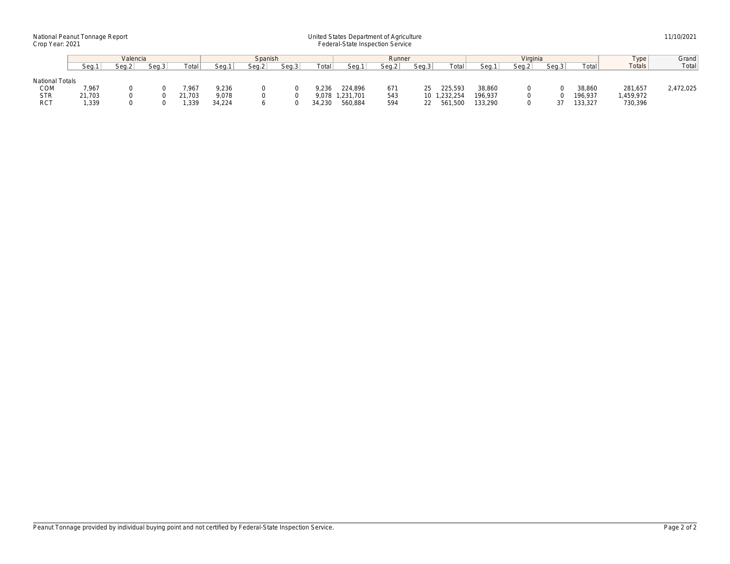| | Valencia | | | | Spanish | | | | Runner | | | | Virginia | | | | Type | Grand |
|---|---|---|---|---|---|---|---|---|---|---|---|---|---|---|---|---|---|---|
| | Seg.1 | Seg.2 | Seg.3 | Total | Seg.1 | Seg.2 | Seg.3 | Total | Seg.1 | Seg.2 | Seg.3 | Total | Seg.1 | Seg.2 | Seg.3 | Total | Totals | Total |
| National Totals | | | | | | | | | | | | | | | | | | |
| COM | 7,967 | 0 | 0 | 7,967 | 9,236 | 0 | 0 | 9,236 | 224,896 | 671 | 25 | 225,593 | 38,860 | 0 | 0 | 38,860 | 281,657 | 2,472,025 |
| STR | 21,703 | 0 | 0 | 21,703 | 9,078 | 0 | 0 | 9,078 | 1,231,701 | 543 | 10 | 1,232,254 | 196,937 | 0 | 0 | 196,937 | 1,459,972 | |
| RCT | 1,339 | 0 | 0 | 1,339 | 34,224 | 6 | 0 | 34,230 | 560,884 | 594 | 22 | 561,500 | 133,290 | 0 | 37 | 133,327 | 730,396 | |

Peanut Tonnage provided by individual buying point and not certified by Federal-State Inspection Service.